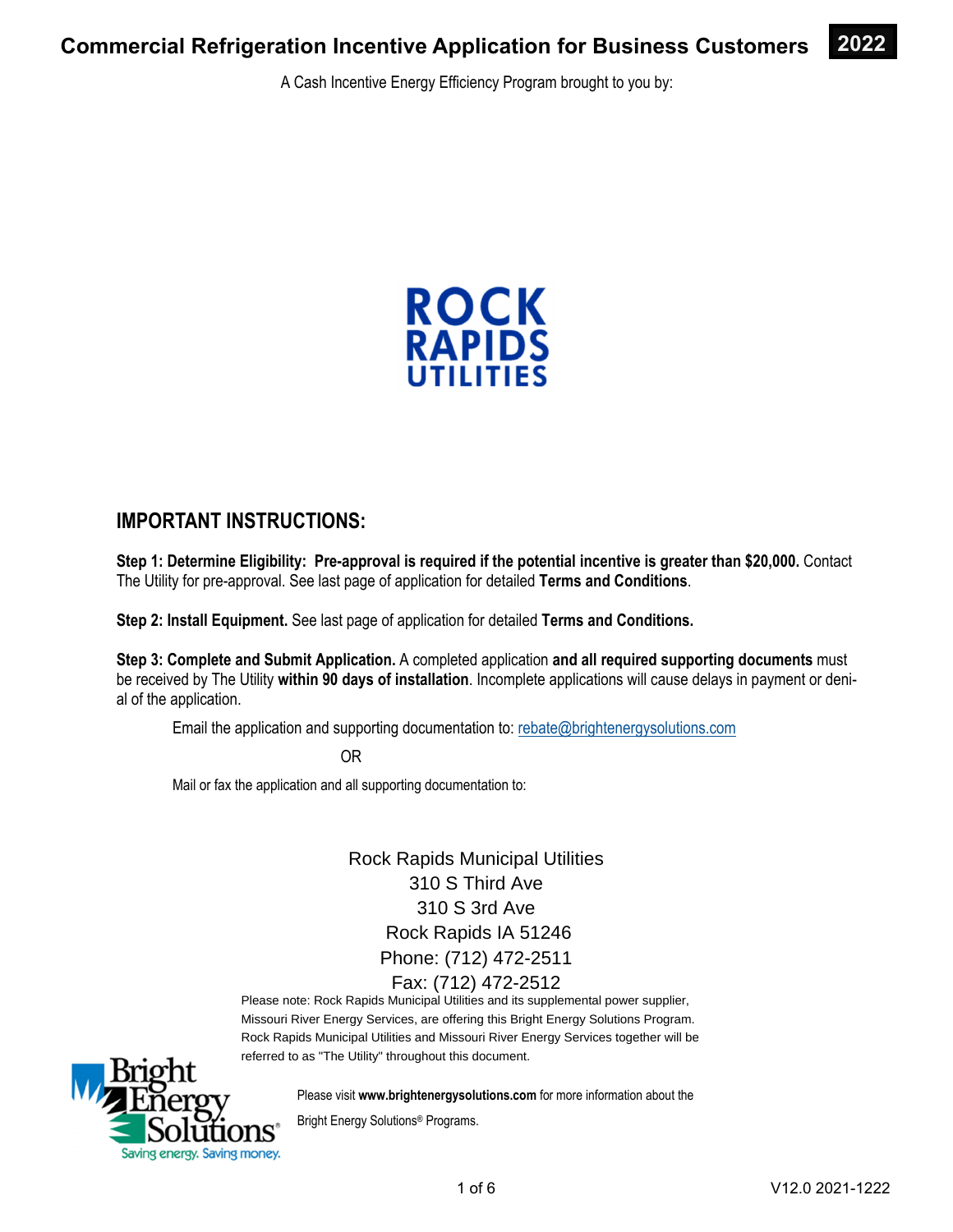# Commercial Refrigeration Incentive Application for Business Customers 2022

A Cash Incentive Energy Efficiency Program brought to you by:

ROCK RAPIDS UTILITIES

## IMPORTANT INSTRUCTIONS:

**Step 1: Determine Eligibility: Pre-approval is required if the potential incentive is greater than $20,000.** Contact The Utility for pre-approval. See last page of application for detailed **Terms and Conditions**.

**Step 2: Install Equipment.** See last page of application for detailed **Terms and Conditions.**

**Step 3: Complete and Submit Application.** A completed application **and all required supporting documents** must be received by The Utility **within 90 days of installation**. Incomplete applications will cause delays in payment or denial of the application.

Email the application and supporting documentation to: rebate@brightenergysolutions.com

OR

Mail or fax the application and all supporting documentation to:

Rock Rapids Municipal Utilities
310 S Third Ave
310 S 3rd Ave
Rock Rapids IA 51246
Phone: (712) 472-2511
Fax: (712) 472-2512

Please note: Rock Rapids Municipal Utilities and its supplemental power supplier, Missouri River Energy Services, are offering this Bright Energy Solutions Program. Rock Rapids Municipal Utilities and Missouri River Energy Services together will be referred to as "The Utility" throughout this document.

Bright Energy Solutions® Saving energy. Saving money.

Please visit **www.brightenergysolutions.com** for more information about the Bright Energy Solutions® Programs.

V12.0 2021-1222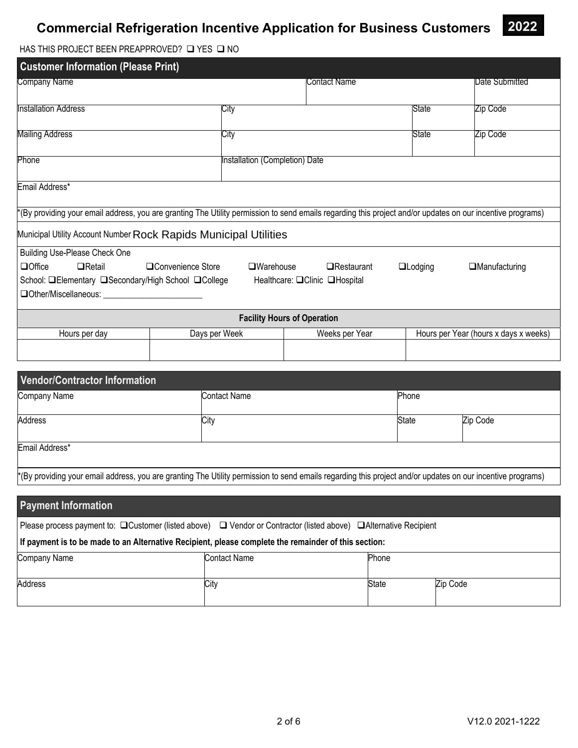# Commercial Refrigeration Incentive Application for Business Customers **2022**

HAS THIS PROJECT BEEN PREAPPROVED? ❑ YES ❑ NO

## Customer Information (Please Print)

| Company Name | | Contact Name | | Date Submitted |
|---|---|---|---|---|
| Installation Address | City | | State | Zip Code |
| Mailing Address | City | | State | Zip Code |
| Phone | Installation (Completion) Date | | | |

Email Address*

*(By providing your email address, you are granting The Utility permission to send emails regarding this project and/or updates on our incentive programs)

Municipal Utility Account Number Rock Rapids Municipal Utilities

Building Use-Please Check One

❑Office ❑Retail ❑Convenience Store ❑Warehouse ❑Restaurant ❑Lodging ❑Manufacturing

School: ❑Elementary ❑Secondary/High School ❑College Healthcare: ❑Clinic ❑Hospital

❑Other/Miscellaneous: ______________________

**Facility Hours of Operation**

| Hours per day | Days per Week | Weeks per Year | Hours per Year (hours x days x weeks) |
|---|---|---|---|
| | | | |

## Vendor/Contractor Information

| Company Name | Contact Name | Phone | |
|---|---|---|---|
| Address | City | State | Zip Code |

Email Address*

*(By providing your email address, you are granting The Utility permission to send emails regarding this project and/or updates on our incentive programs)

## Payment Information

Please process payment to: ❑Customer (listed above) ❑ Vendor or Contractor (listed above) ❑Alternative Recipient

**If payment is to be made to an Alternative Recipient, please complete the remainder of this section:**

| Company Name | Contact Name | Phone | |
|---|---|---|---|
| Address | City | State | Zip Code |

V12.0 2021-1222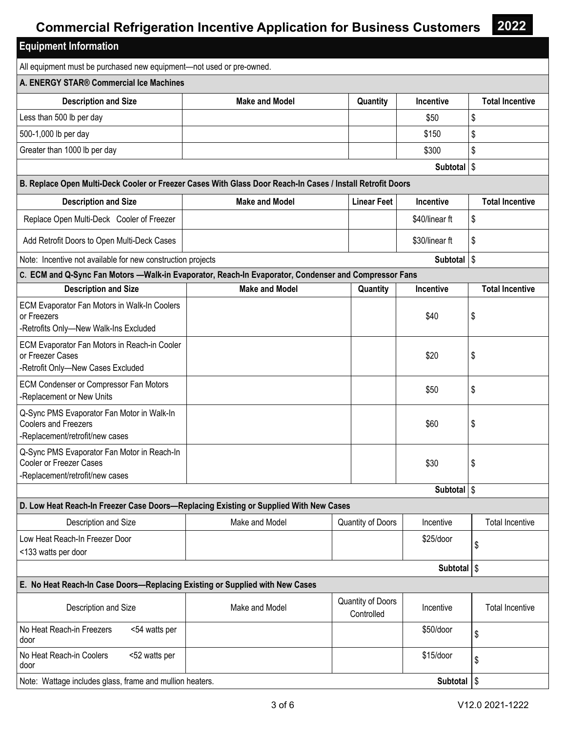# Commercial Refrigeration Incentive Application for Business Customers 2022

## Equipment Information

All equipment must be purchased new equipment—not used or pre-owned.

### A. ENERGY STAR® Commercial Ice Machines

| Description and Size | Make and Model | Quantity | Incentive | Total Incentive |
|---|---|---|---|---|
| Less than 500 lb per day | | | $50 | $ |
| 500-1,000 lb per day | | | $150 | $ |
| Greater than 1000 lb per day | | | $300 | $ |
| | | | **Subtotal** | $ |

### B. Replace Open Multi-Deck Cooler or Freezer Cases With Glass Door Reach-In Cases / Install Retrofit Doors

| Description and Size | Make and Model | Linear Feet | Incentive | Total Incentive |
|---|---|---|---|---|
| Replace Open Multi-Deck Cooler of Freezer | | | $40/linear ft | $ |
| Add Retrofit Doors to Open Multi-Deck Cases | | | $30/linear ft | $ |
| Note: Incentive not available for new construction projects | | | **Subtotal** | $ |

### C. ECM and Q-Sync Fan Motors —Walk-in Evaporator, Reach-In Evaporator, Condenser and Compressor Fans

| Description and Size | Make and Model | Quantity | Incentive | Total Incentive |
|---|---|---|---|---|
| ECM Evaporator Fan Motors in Walk-In Coolers or Freezers -Retrofits Only—New Walk-Ins Excluded | | | $40 | $ |
| ECM Evaporator Fan Motors in Reach-in Cooler or Freezer Cases -Retrofit Only—New Cases Excluded | | | $20 | $ |
| ECM Condenser or Compressor Fan Motors -Replacement or New Units | | | $50 | $ |
| Q-Sync PMS Evaporator Fan Motor in Walk-In Coolers and Freezers -Replacement/retrofit/new cases | | | $60 | $ |
| Q-Sync PMS Evaporator Fan Motor in Reach-In Cooler or Freezer Cases -Replacement/retrofit/new cases | | | $30 | $ |
| | | | **Subtotal** | $ |

### D. Low Heat Reach-In Freezer Case Doors—Replacing Existing or Supplied With New Cases

| Description and Size | Make and Model | Quantity of Doors | Incentive | Total Incentive |
|---|---|---|---|---|
| Low Heat Reach-In Freezer Door <133 watts per door | | | $25/door | $ |
| | | | **Subtotal** | $ |

### E. No Heat Reach-In Case Doors—Replacing Existing or Supplied with New Cases

| Description and Size | Make and Model | Quantity of Doors Controlled | Incentive | Total Incentive |
|---|---|---|---|---|
| No Heat Reach-in Freezers <54 watts per door | | | $50/door | $ |
| No Heat Reach-in Coolers <52 watts per door | | | $15/door | $ |
| Note: Wattage includes glass, frame and mullion heaters. | | | **Subtotal** | $ |

V12.0 2021-1222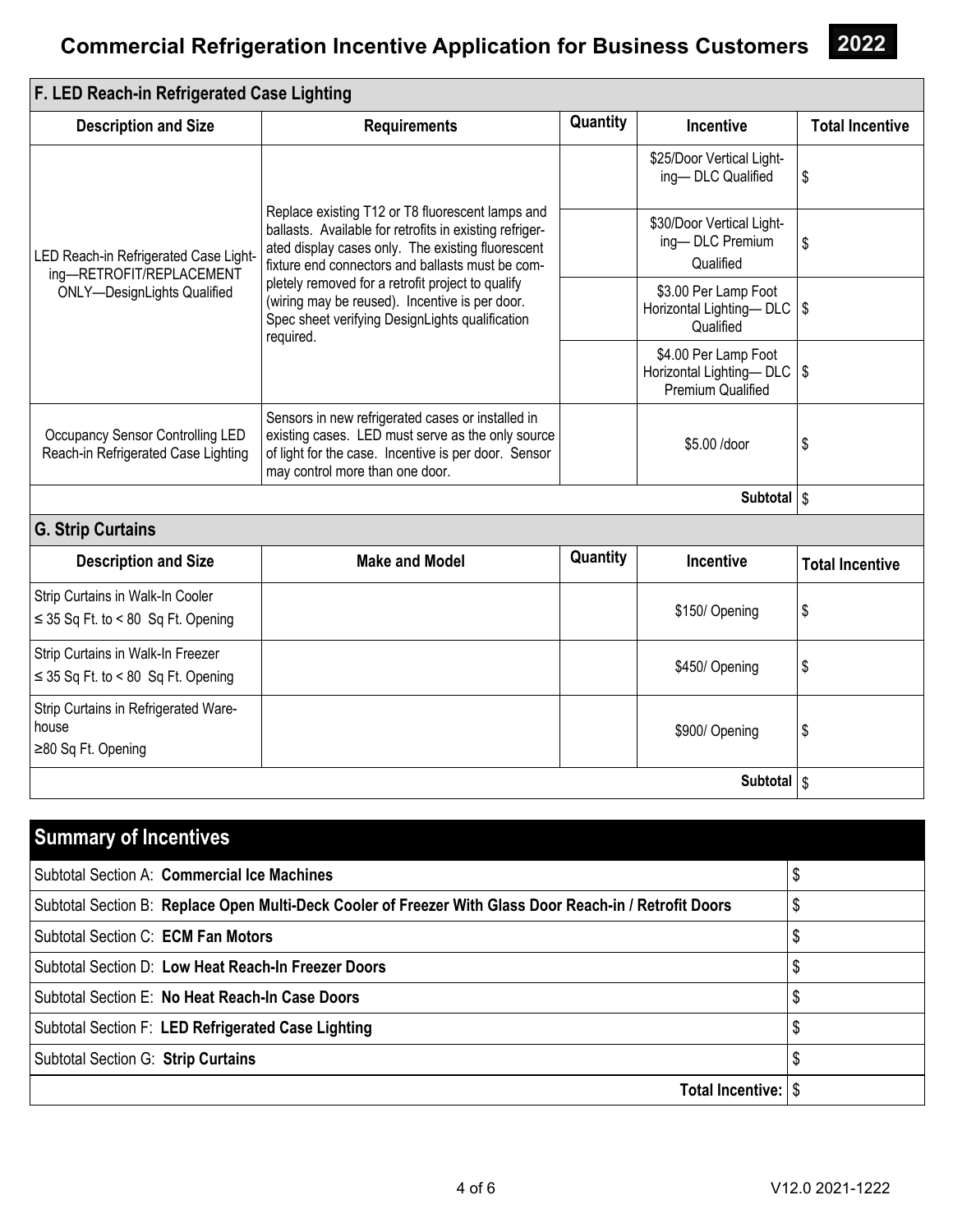# Commercial Refrigeration Incentive Application for Business Customers 2022

## F. LED Reach-in Refrigerated Case Lighting

| Description and Size | Requirements | Quantity | Incentive | Total Incentive |
|---|---|---|---|---|
| LED Reach-in Refrigerated Case Lighting—RETROFIT/REPLACEMENT ONLY—DesignLights Qualified | Replace existing T12 or T8 fluorescent lamps and ballasts. Available for retrofits in existing refrigerated display cases only. The existing fluorescent fixture end connectors and ballasts must be completely removed for a retrofit project to qualify (wiring may be reused). Incentive is per door. Spec sheet verifying DesignLights qualification required. | | \$25/Door Vertical Lighting— DLC Qualified | \$ |
| | | | \$30/Door Vertical Lighting— DLC Premium Qualified | \$ |
| | | | \$3.00 Per Lamp Foot Horizontal Lighting— DLC Qualified | \$ |
| | | | \$4.00 Per Lamp Foot Horizontal Lighting— DLC Premium Qualified | \$ |
| Occupancy Sensor Controlling LED Reach-in Refrigerated Case Lighting | Sensors in new refrigerated cases or installed in existing cases. LED must serve as the only source of light for the case. Incentive is per door. Sensor may control more than one door. | | \$5.00 /door | \$ |
| | | | **Subtotal** | \$ |

## G. Strip Curtains

| Description and Size | Make and Model | Quantity | Incentive | Total Incentive |
|---|---|---|---|---|
| Strip Curtains in Walk-In Cooler ≤ 35 Sq Ft. to < 80 Sq Ft. Opening | | | \$150/ Opening | \$ |
| Strip Curtains in Walk-In Freezer ≤ 35 Sq Ft. to < 80 Sq Ft. Opening | | | \$450/ Opening | \$ |
| Strip Curtains in Refrigerated Warehouse ≥80 Sq Ft. Opening | | | \$900/ Opening | \$ |
| | | | **Subtotal** | \$ |

## Summary of Incentives

| | |
|---|---|
| Subtotal Section A: **Commercial Ice Machines** | \$ |
| Subtotal Section B: **Replace Open Multi-Deck Cooler of Freezer With Glass Door Reach-in / Retrofit Doors** | \$ |
| Subtotal Section C: **ECM Fan Motors** | \$ |
| Subtotal Section D: **Low Heat Reach-In Freezer Doors** | \$ |
| Subtotal Section E: **No Heat Reach-In Case Doors** | \$ |
| Subtotal Section F: **LED Refrigerated Case Lighting** | \$ |
| Subtotal Section G: **Strip Curtains** | \$ |
| **Total Incentive:** | \$ |

V12.0 2021-1222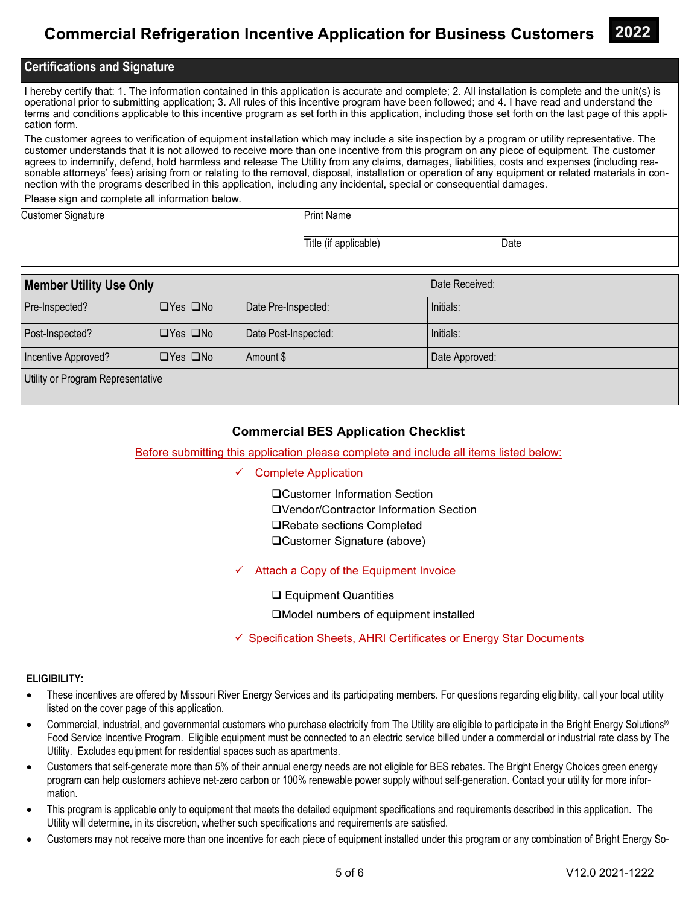# Commercial Refrigeration Incentive Application for Business Customers 2022

## Certifications and Signature

I hereby certify that: 1. The information contained in this application is accurate and complete; 2. All installation is complete and the unit(s) is operational prior to submitting application; 3. All rules of this incentive program have been followed; and 4. I have read and understand the terms and conditions applicable to this incentive program as set forth in this application, including those set forth on the last page of this application form.

The customer agrees to verification of equipment installation which may include a site inspection by a program or utility representative. The customer understands that it is not allowed to receive more than one incentive from this program on any piece of equipment. The customer agrees to indemnify, defend, hold harmless and release The Utility from any claims, damages, liabilities, costs and expenses (including reasonable attorneys' fees) arising from or relating to the removal, disposal, installation or operation of any equipment or related materials in connection with the programs described in this application, including any incidental, special or consequential damages.

Please sign and complete all information below.

| Customer Signature | Print Name | |
|---|---|---|
| | Title (if applicable) | Date |

| Member Utility Use Only | | | Date Received: |
|---|---|---|---|
| Pre-Inspected? | ❑Yes ❑No | Date Pre-Inspected: | Initials: |
| Post-Inspected? | ❑Yes ❑No | Date Post-Inspected: | Initials: |
| Incentive Approved? | ❑Yes ❑No | Amount $ | Date Approved: |
| Utility or Program Representative | | | |

### Commercial BES Application Checklist

Before submitting this application please complete and include all items listed below:

✓ Complete Application

- ❑Customer Information Section
- ❑Vendor/Contractor Information Section
- ❑Rebate sections Completed
- ❑Customer Signature (above)

✓ Attach a Copy of the Equipment Invoice

- ❑ Equipment Quantities
- ❑Model numbers of equipment installed

✓ Specification Sheets, AHRI Certificates or Energy Star Documents

**ELIGIBILITY:**

- These incentives are offered by Missouri River Energy Services and its participating members. For questions regarding eligibility, call your local utility listed on the cover page of this application.
- Commercial, industrial, and governmental customers who purchase electricity from The Utility are eligible to participate in the Bright Energy Solutions® Food Service Incentive Program. Eligible equipment must be connected to an electric service billed under a commercial or industrial rate class by The Utility. Excludes equipment for residential spaces such as apartments.
- Customers that self-generate more than 5% of their annual energy needs are not eligible for BES rebates. The Bright Energy Choices green energy program can help customers achieve net-zero carbon or 100% renewable power supply without self-generation. Contact your utility for more information.
- This program is applicable only to equipment that meets the detailed equipment specifications and requirements described in this application. The Utility will determine, in its discretion, whether such specifications and requirements are satisfied.
- Customers may not receive more than one incentive for each piece of equipment installed under this program or any combination of Bright Energy So-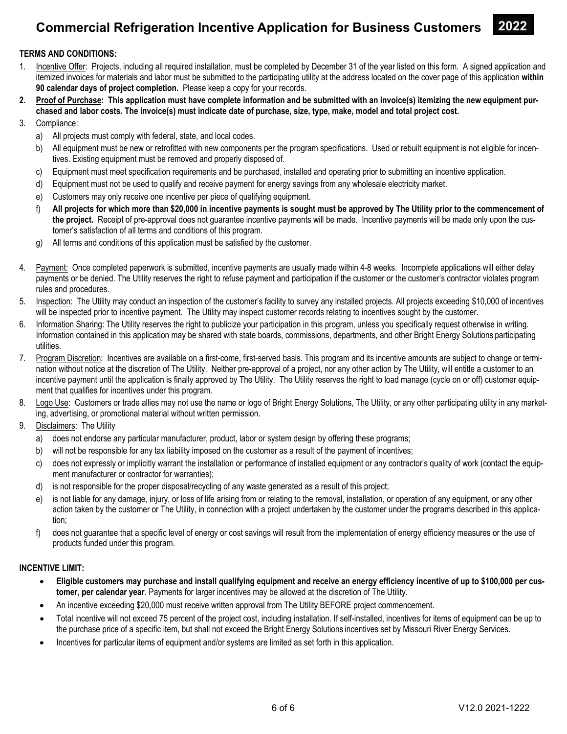# Commercial Refrigeration Incentive Application for Business Customers 2022

**TERMS AND CONDITIONS:**

1. Incentive Offer: Projects, including all required installation, must be completed by December 31 of the year listed on this form. A signed application and itemized invoices for materials and labor must be submitted to the participating utility at the address located on the cover page of this application **within 90 calendar days of project completion.** Please keep a copy for your records.
2. **Proof of Purchase: This application must have complete information and be submitted with an invoice(s) itemizing the new equipment purchased and labor costs. The invoice(s) must indicate date of purchase, size, type, make, model and total project cost.**
3. Compliance:
   a) All projects must comply with federal, state, and local codes.
   b) All equipment must be new or retrofitted with new components per the program specifications. Used or rebuilt equipment is not eligible for incentives. Existing equipment must be removed and properly disposed of.
   c) Equipment must meet specification requirements and be purchased, installed and operating prior to submitting an incentive application.
   d) Equipment must not be used to qualify and receive payment for energy savings from any wholesale electricity market.
   e) Customers may only receive one incentive per piece of qualifying equipment.
   f) **All projects for which more than $20,000 in incentive payments is sought must be approved by The Utility prior to the commencement of the project.** Receipt of pre-approval does not guarantee incentive payments will be made. Incentive payments will be made only upon the customer's satisfaction of all terms and conditions of this program.
   g) All terms and conditions of this application must be satisfied by the customer.
4. Payment: Once completed paperwork is submitted, incentive payments are usually made within 4-8 weeks. Incomplete applications will either delay payments or be denied. The Utility reserves the right to refuse payment and participation if the customer or the customer's contractor violates program rules and procedures.
5. Inspection: The Utility may conduct an inspection of the customer's facility to survey any installed projects. All projects exceeding $10,000 of incentives will be inspected prior to incentive payment. The Utility may inspect customer records relating to incentives sought by the customer.
6. Information Sharing: The Utility reserves the right to publicize your participation in this program, unless you specifically request otherwise in writing. Information contained in this application may be shared with state boards, commissions, departments, and other Bright Energy Solutions participating utilities.
7. Program Discretion: Incentives are available on a first-come, first-served basis. This program and its incentive amounts are subject to change or termination without notice at the discretion of The Utility. Neither pre-approval of a project, nor any other action by The Utility, will entitle a customer to an incentive payment until the application is finally approved by The Utility. The Utility reserves the right to load manage (cycle on or off) customer equipment that qualifies for incentives under this program.
8. Logo Use: Customers or trade allies may not use the name or logo of Bright Energy Solutions, The Utility, or any other participating utility in any marketing, advertising, or promotional material without written permission.
9. Disclaimers: The Utility
   a) does not endorse any particular manufacturer, product, labor or system design by offering these programs;
   b) will not be responsible for any tax liability imposed on the customer as a result of the payment of incentives;
   c) does not expressly or implicitly warrant the installation or performance of installed equipment or any contractor's quality of work (contact the equipment manufacturer or contractor for warranties);
   d) is not responsible for the proper disposal/recycling of any waste generated as a result of this project;
   e) is not liable for any damage, injury, or loss of life arising from or relating to the removal, installation, or operation of any equipment, or any other action taken by the customer or The Utility, in connection with a project undertaken by the customer under the programs described in this application;
   f) does not guarantee that a specific level of energy or cost savings will result from the implementation of energy efficiency measures or the use of products funded under this program.

**INCENTIVE LIMIT:**

- **Eligible customers may purchase and install qualifying equipment and receive an energy efficiency incentive of up to $100,000 per customer, per calendar year**. Payments for larger incentives may be allowed at the discretion of The Utility.
- An incentive exceeding $20,000 must receive written approval from The Utility BEFORE project commencement.
- Total incentive will not exceed 75 percent of the project cost, including installation. If self-installed, incentives for items of equipment can be up to the purchase price of a specific item, but shall not exceed the Bright Energy Solutions incentives set by Missouri River Energy Services.
- Incentives for particular items of equipment and/or systems are limited as set forth in this application.

V12.0 2021-1222